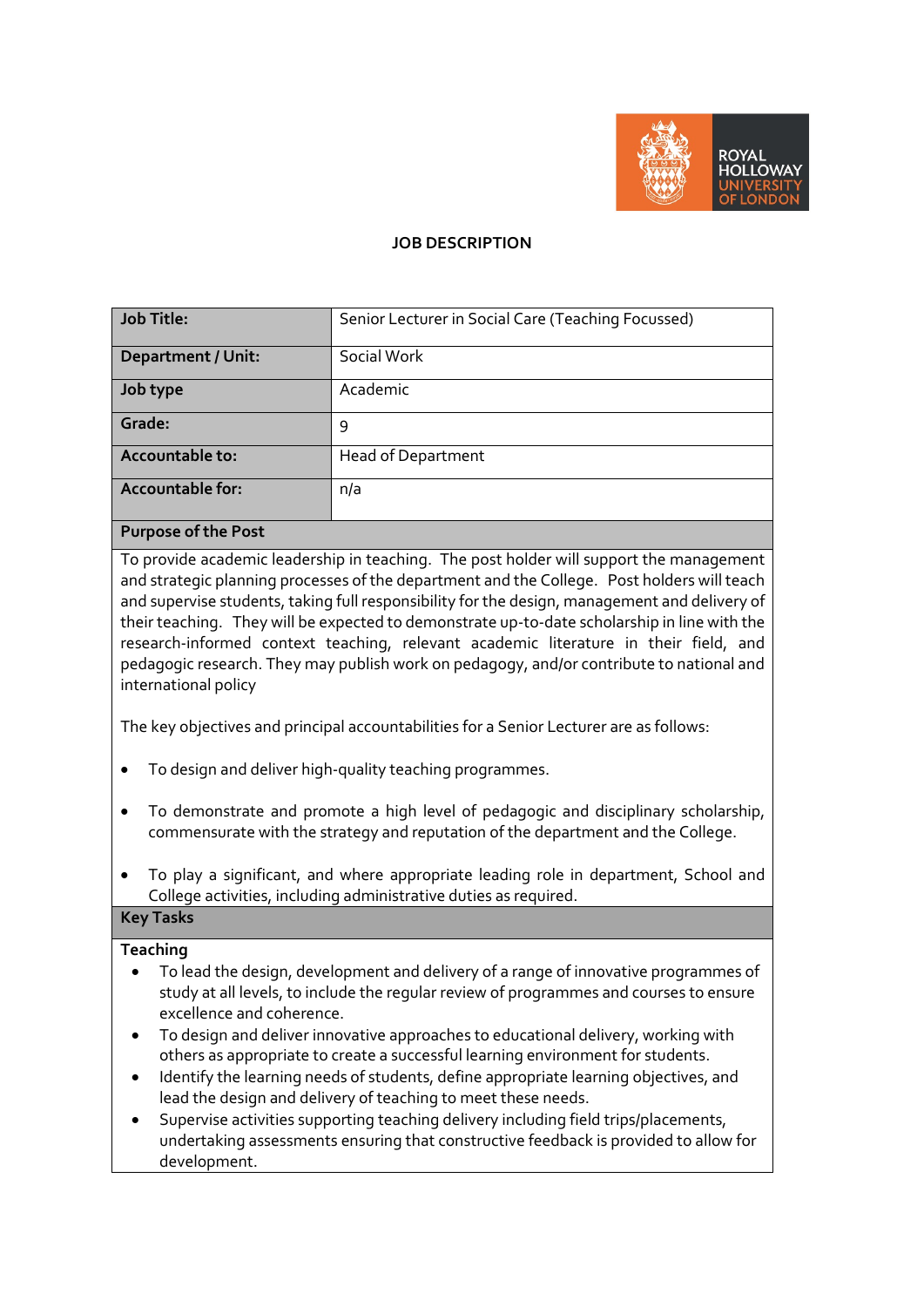# JOB DESCRIPTION

| Job Title: | Senior Lecturer in Social Care (Teaching Focussed) |
|---|---|
| Department / Unit: | Social Work |
| Job type | Academic |
| Grade: | 9 |
| Accountable to: | Head of Department |
| Accountable for: | n/a |

## Purpose of the Post

To provide academic leadership in teaching. The post holder will support the management and strategic planning processes of the department and the College. Post holders will teach and supervise students, taking full responsibility for the design, management and delivery of their teaching. They will be expected to demonstrate up-to-date scholarship in line with the research-informed context teaching, relevant academic literature in their field, and pedagogic research. They may publish work on pedagogy, and/or contribute to national and international policy

The key objectives and principal accountabilities for a Senior Lecturer are as follows:

- To design and deliver high-quality teaching programmes.
- To demonstrate and promote a high level of pedagogic and disciplinary scholarship, commensurate with the strategy and reputation of the department and the College.
- To play a significant, and where appropriate leading role in department, School and College activities, including administrative duties as required.

## Key Tasks

**Teaching**

- To lead the design, development and delivery of a range of innovative programmes of study at all levels, to include the regular review of programmes and courses to ensure excellence and coherence.
- To design and deliver innovative approaches to educational delivery, working with others as appropriate to create a successful learning environment for students.
- Identify the learning needs of students, define appropriate learning objectives, and lead the design and delivery of teaching to meet these needs.
- Supervise activities supporting teaching delivery including field trips/placements, undertaking assessments ensuring that constructive feedback is provided to allow for development.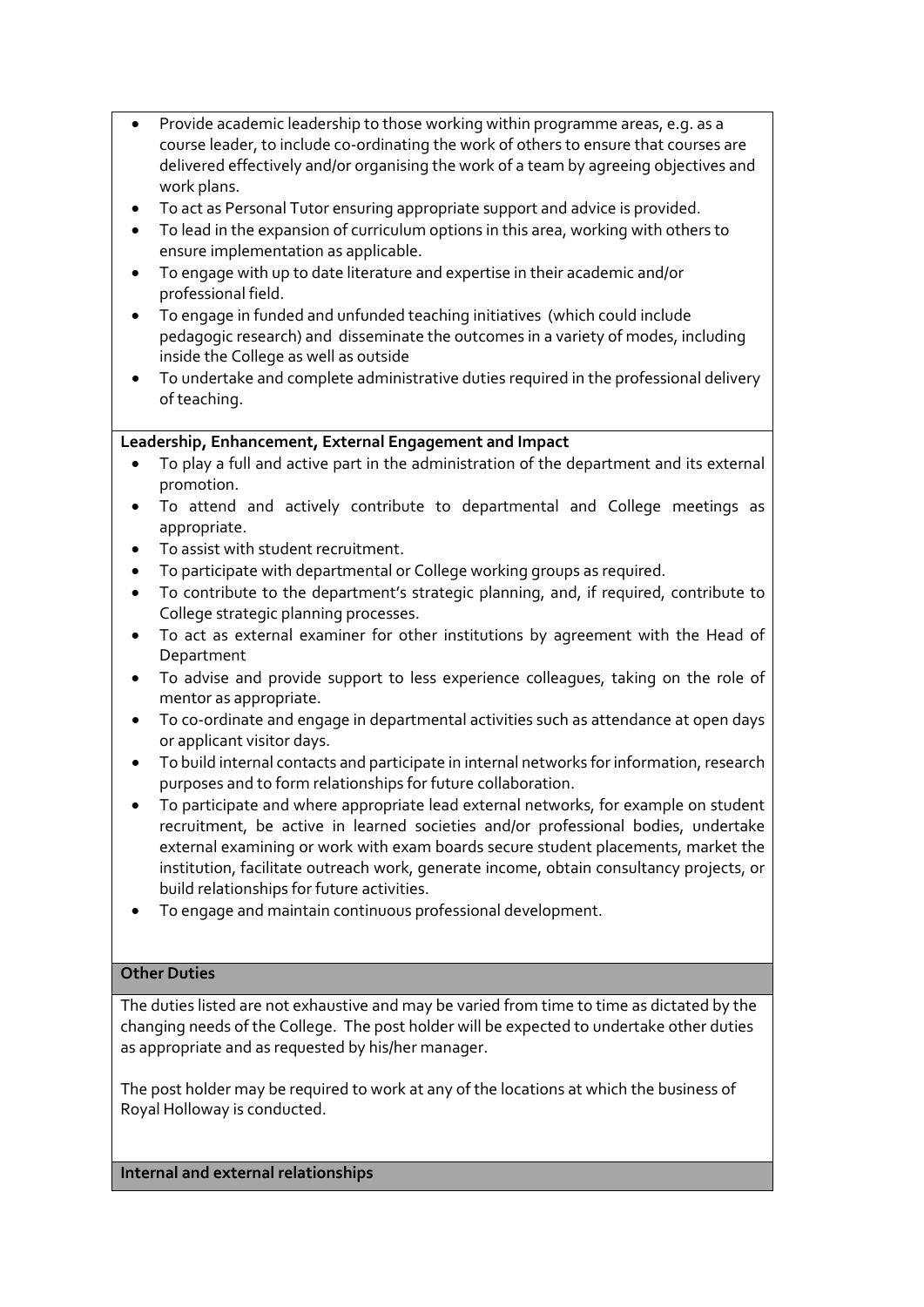- Provide academic leadership to those working within programme areas, e.g. as a course leader, to include co-ordinating the work of others to ensure that courses are delivered effectively and/or organising the work of a team by agreeing objectives and work plans.
- To act as Personal Tutor ensuring appropriate support and advice is provided.
- To lead in the expansion of curriculum options in this area, working with others to ensure implementation as applicable.
- To engage with up to date literature and expertise in their academic and/or professional field.
- To engage in funded and unfunded teaching initiatives (which could include pedagogic research) and disseminate the outcomes in a variety of modes, including inside the College as well as outside
- To undertake and complete administrative duties required in the professional delivery of teaching.

**Leadership, Enhancement, External Engagement and Impact**

- To play a full and active part in the administration of the department and its external promotion.
- To attend and actively contribute to departmental and College meetings as appropriate.
- To assist with student recruitment.
- To participate with departmental or College working groups as required.
- To contribute to the department's strategic planning, and, if required, contribute to College strategic planning processes.
- To act as external examiner for other institutions by agreement with the Head of Department
- To advise and provide support to less experience colleagues, taking on the role of mentor as appropriate.
- To co-ordinate and engage in departmental activities such as attendance at open days or applicant visitor days.
- To build internal contacts and participate in internal networks for information, research purposes and to form relationships for future collaboration.
- To participate and where appropriate lead external networks, for example on student recruitment, be active in learned societies and/or professional bodies, undertake external examining or work with exam boards secure student placements, market the institution, facilitate outreach work, generate income, obtain consultancy projects, or build relationships for future activities.
- To engage and maintain continuous professional development.

**Other Duties**

The duties listed are not exhaustive and may be varied from time to time as dictated by the changing needs of the College. The post holder will be expected to undertake other duties as appropriate and as requested by his/her manager.

The post holder may be required to work at any of the locations at which the business of Royal Holloway is conducted.

**Internal and external relationships**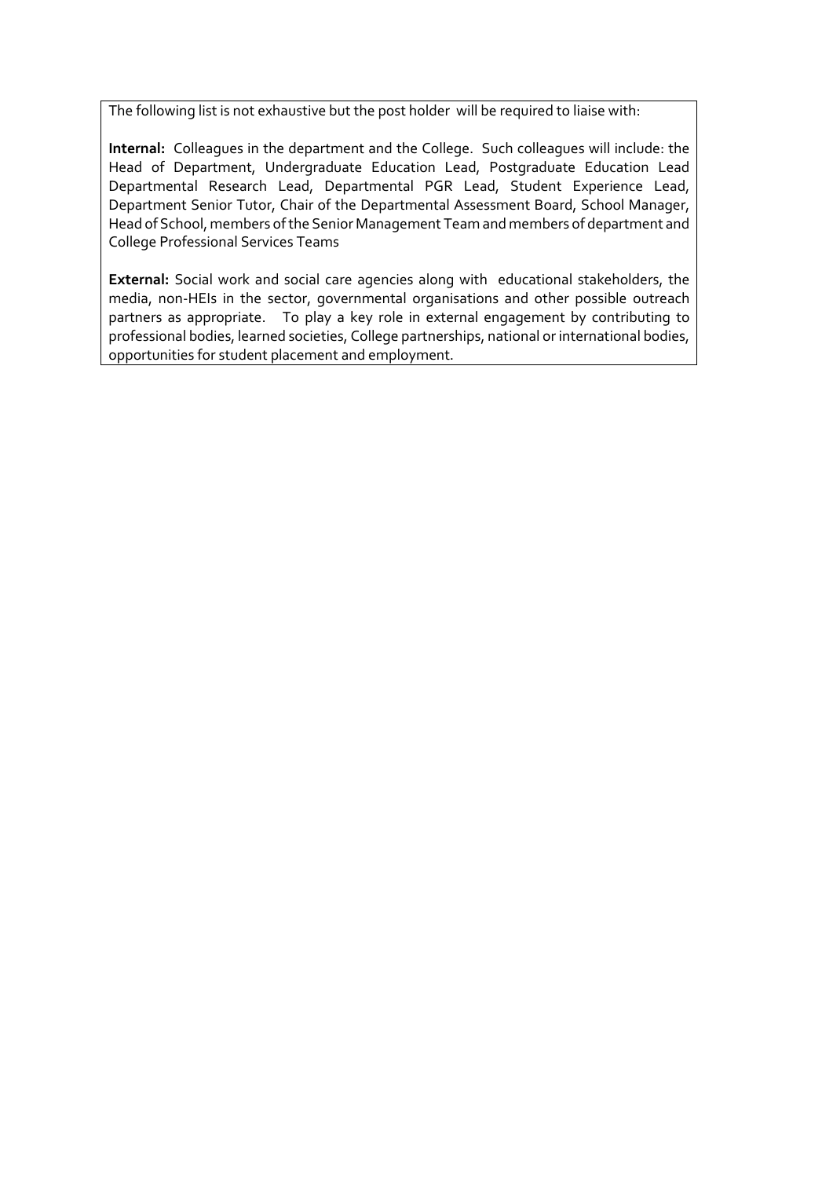The following list is not exhaustive but the post holder will be required to liaise with:

**Internal:** Colleagues in the department and the College. Such colleagues will include: the Head of Department, Undergraduate Education Lead, Postgraduate Education Lead Departmental Research Lead, Departmental PGR Lead, Student Experience Lead, Department Senior Tutor, Chair of the Departmental Assessment Board, School Manager, Head of School, members of the Senior Management Team and members of department and College Professional Services Teams

**External:** Social work and social care agencies along with educational stakeholders, the media, non-HEIs in the sector, governmental organisations and other possible outreach partners as appropriate. To play a key role in external engagement by contributing to professional bodies, learned societies, College partnerships, national or international bodies, opportunities for student placement and employment.